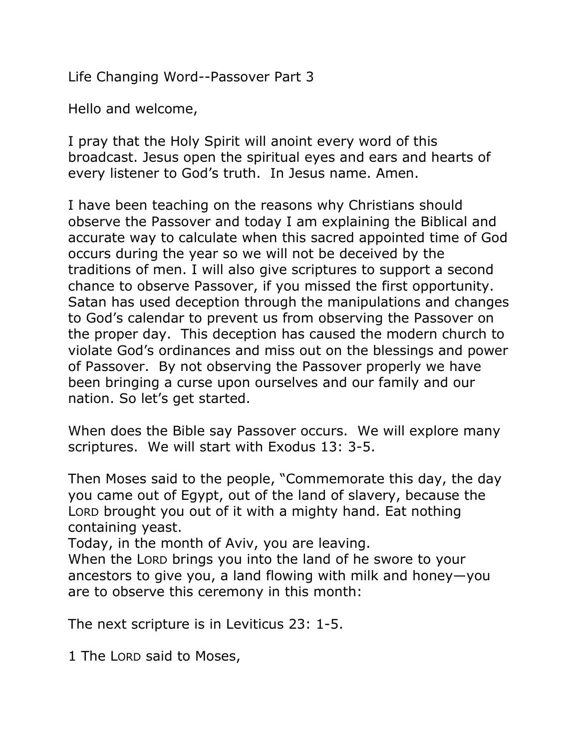# Life Changing Word--Passover Part 3

Hello and welcome,

I pray that the Holy Spirit will anoint every word of this broadcast. Jesus open the spiritual eyes and ears and hearts of every listener to God's truth. In Jesus name. Amen.

I have been teaching on the reasons why Christians should observe the Passover and today I am explaining the Biblical and accurate way to calculate when this sacred appointed time of God occurs during the year so we will not be deceived by the traditions of men. I will also give scriptures to support a second chance to observe Passover, if you missed the first opportunity. Satan has used deception through the manipulations and changes to God's calendar to prevent us from observing the Passover on the proper day. This deception has caused the modern church to violate God's ordinances and miss out on the blessings and power of Passover. By not observing the Passover properly we have been bringing a curse upon ourselves and our family and our nation. So let's get started.

When does the Bible say Passover occurs. We will explore many scriptures. We will start with Exodus 13: 3-5.

Then Moses said to the people, "Commemorate this day, the day you came out of Egypt, out of the land of slavery, because the LORD brought you out of it with a mighty hand. Eat nothing containing yeast.
Today, in the month of Aviv, you are leaving.
When the LORD brings you into the land of he swore to your ancestors to give you, a land flowing with milk and honey—you are to observe this ceremony in this month:

The next scripture is in Leviticus 23: 1-5.

1 The LORD said to Moses,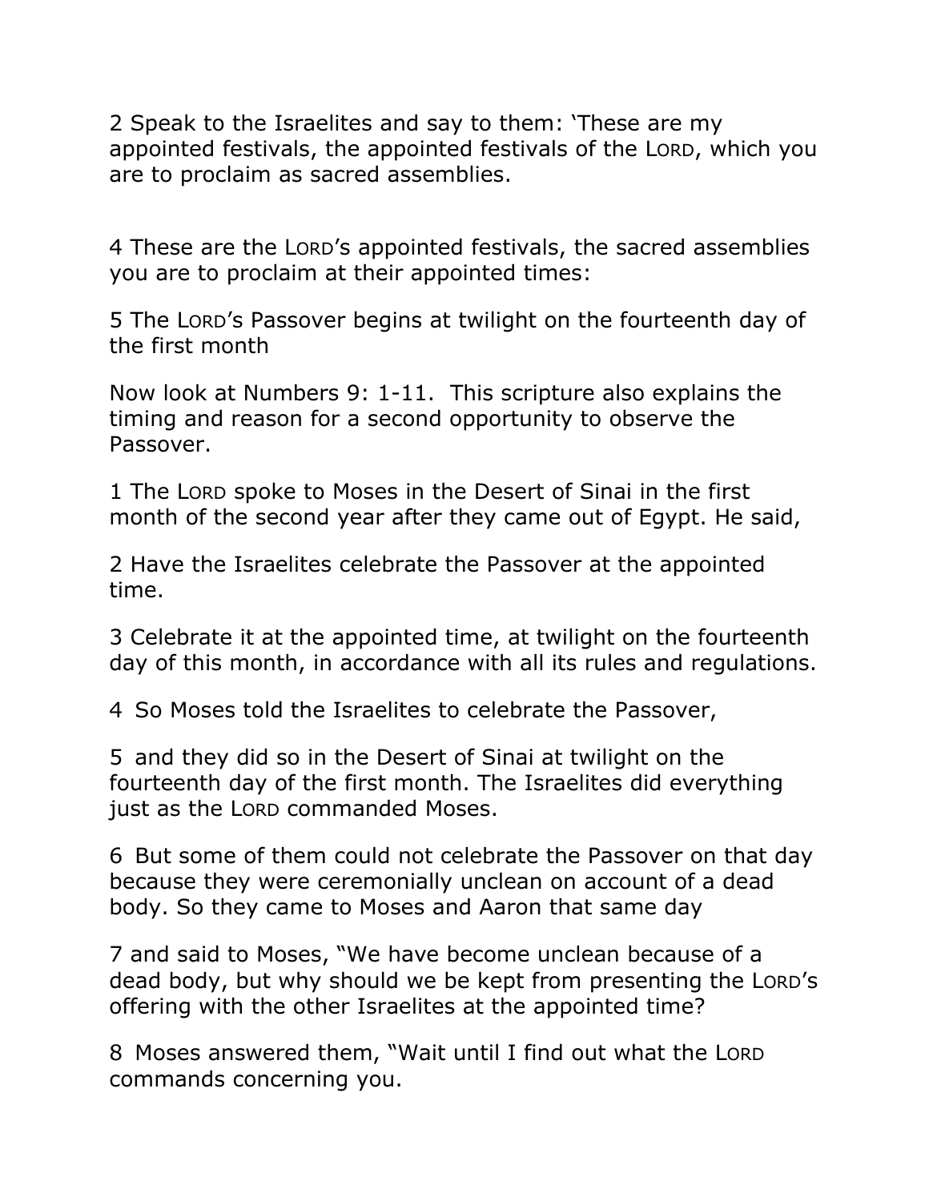2 Speak to the Israelites and say to them: ‘These are my appointed festivals, the appointed festivals of the LORD, which you are to proclaim as sacred assemblies.

4 These are the LORD’s appointed festivals, the sacred assemblies you are to proclaim at their appointed times:

5 The LORD’s Passover begins at twilight on the fourteenth day of the first month

Now look at Numbers 9: 1-11. This scripture also explains the timing and reason for a second opportunity to observe the Passover.

1 The LORD spoke to Moses in the Desert of Sinai in the first month of the second year after they came out of Egypt. He said,

2 Have the Israelites celebrate the Passover at the appointed time.

3 Celebrate it at the appointed time, at twilight on the fourteenth day of this month, in accordance with all its rules and regulations.

4 So Moses told the Israelites to celebrate the Passover,

5 and they did so in the Desert of Sinai at twilight on the fourteenth day of the first month. The Israelites did everything just as the LORD commanded Moses.

6 But some of them could not celebrate the Passover on that day because they were ceremonially unclean on account of a dead body. So they came to Moses and Aaron that same day

7 and said to Moses, “We have become unclean because of a dead body, but why should we be kept from presenting the LORD’s offering with the other Israelites at the appointed time?

8 Moses answered them, “Wait until I find out what the LORD commands concerning you.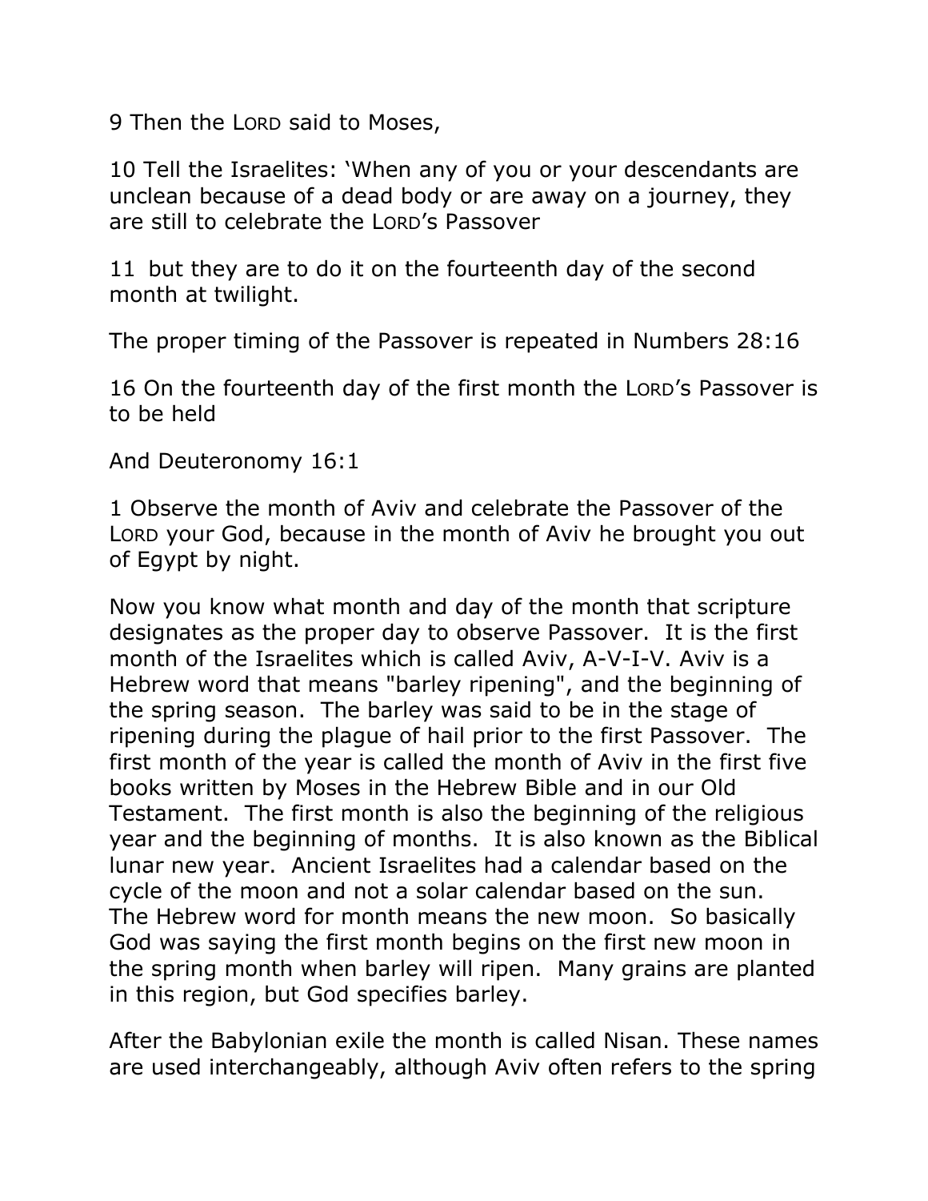9 Then the LORD said to Moses,

10 Tell the Israelites: 'When any of you or your descendants are unclean because of a dead body or are away on a journey, they are still to celebrate the LORD's Passover

11 but they are to do it on the fourteenth day of the second month at twilight.

The proper timing of the Passover is repeated in Numbers 28:16

16 On the fourteenth day of the first month the LORD's Passover is to be held

And Deuteronomy 16:1

1 Observe the month of Aviv and celebrate the Passover of the LORD your God, because in the month of Aviv he brought you out of Egypt by night.

Now you know what month and day of the month that scripture designates as the proper day to observe Passover. It is the first month of the Israelites which is called Aviv, A-V-I-V. Aviv is a Hebrew word that means "barley ripening", and the beginning of the spring season. The barley was said to be in the stage of ripening during the plague of hail prior to the first Passover. The first month of the year is called the month of Aviv in the first five books written by Moses in the Hebrew Bible and in our Old Testament. The first month is also the beginning of the religious year and the beginning of months. It is also known as the Biblical lunar new year. Ancient Israelites had a calendar based on the cycle of the moon and not a solar calendar based on the sun. The Hebrew word for month means the new moon. So basically God was saying the first month begins on the first new moon in the spring month when barley will ripen. Many grains are planted in this region, but God specifies barley.

After the Babylonian exile the month is called Nisan. These names are used interchangeably, although Aviv often refers to the spring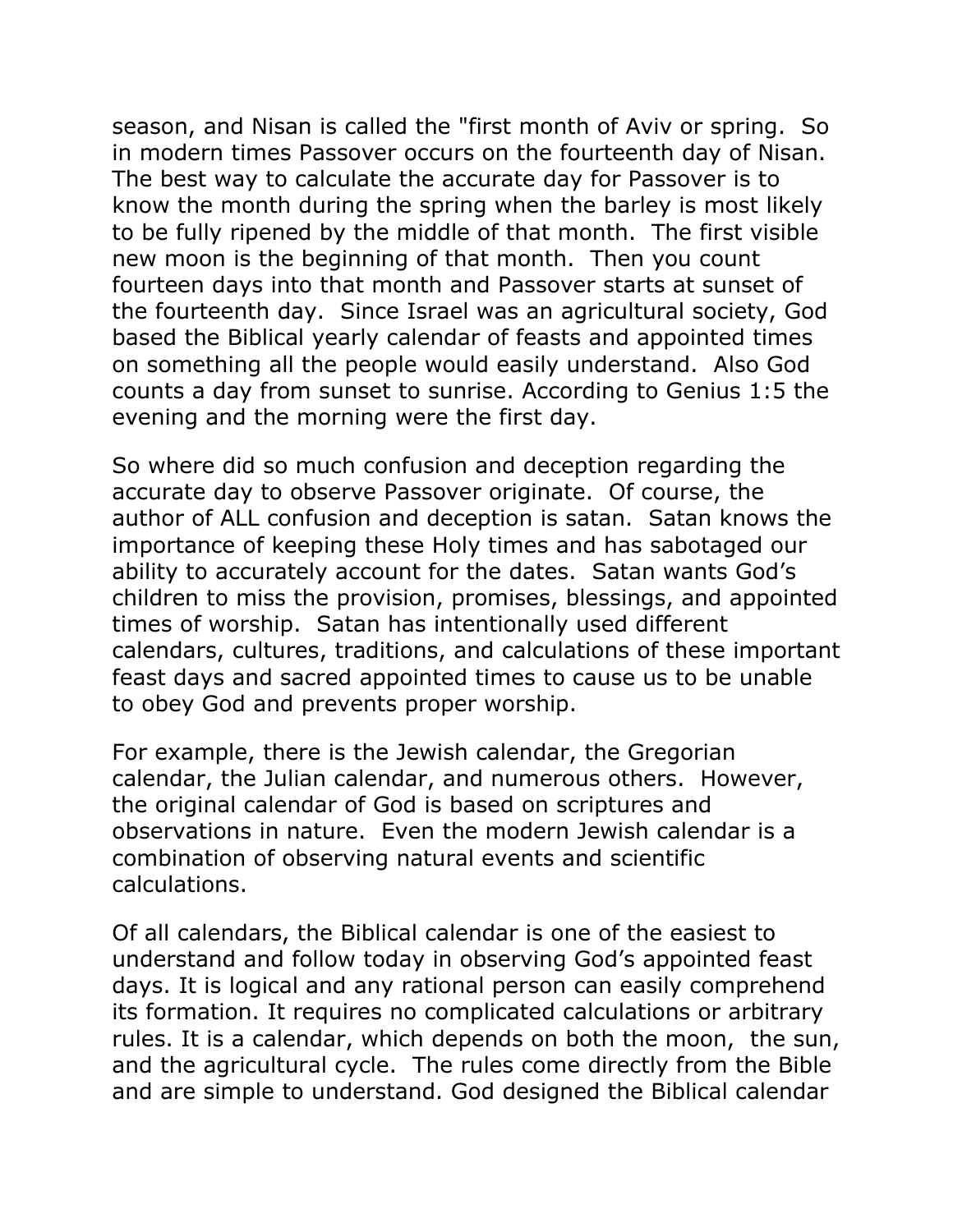season, and Nisan is called the "first month of Aviv or spring. So in modern times Passover occurs on the fourteenth day of Nisan. The best way to calculate the accurate day for Passover is to know the month during the spring when the barley is most likely to be fully ripened by the middle of that month. The first visible new moon is the beginning of that month. Then you count fourteen days into that month and Passover starts at sunset of the fourteenth day. Since Israel was an agricultural society, God based the Biblical yearly calendar of feasts and appointed times on something all the people would easily understand. Also God counts a day from sunset to sunrise. According to Genius 1:5 the evening and the morning were the first day.

So where did so much confusion and deception regarding the accurate day to observe Passover originate. Of course, the author of ALL confusion and deception is satan. Satan knows the importance of keeping these Holy times and has sabotaged our ability to accurately account for the dates. Satan wants God's children to miss the provision, promises, blessings, and appointed times of worship. Satan has intentionally used different calendars, cultures, traditions, and calculations of these important feast days and sacred appointed times to cause us to be unable to obey God and prevents proper worship.

For example, there is the Jewish calendar, the Gregorian calendar, the Julian calendar, and numerous others. However, the original calendar of God is based on scriptures and observations in nature. Even the modern Jewish calendar is a combination of observing natural events and scientific calculations.

Of all calendars, the Biblical calendar is one of the easiest to understand and follow today in observing God's appointed feast days. It is logical and any rational person can easily comprehend its formation. It requires no complicated calculations or arbitrary rules. It is a calendar, which depends on both the moon, the sun, and the agricultural cycle. The rules come directly from the Bible and are simple to understand. God designed the Biblical calendar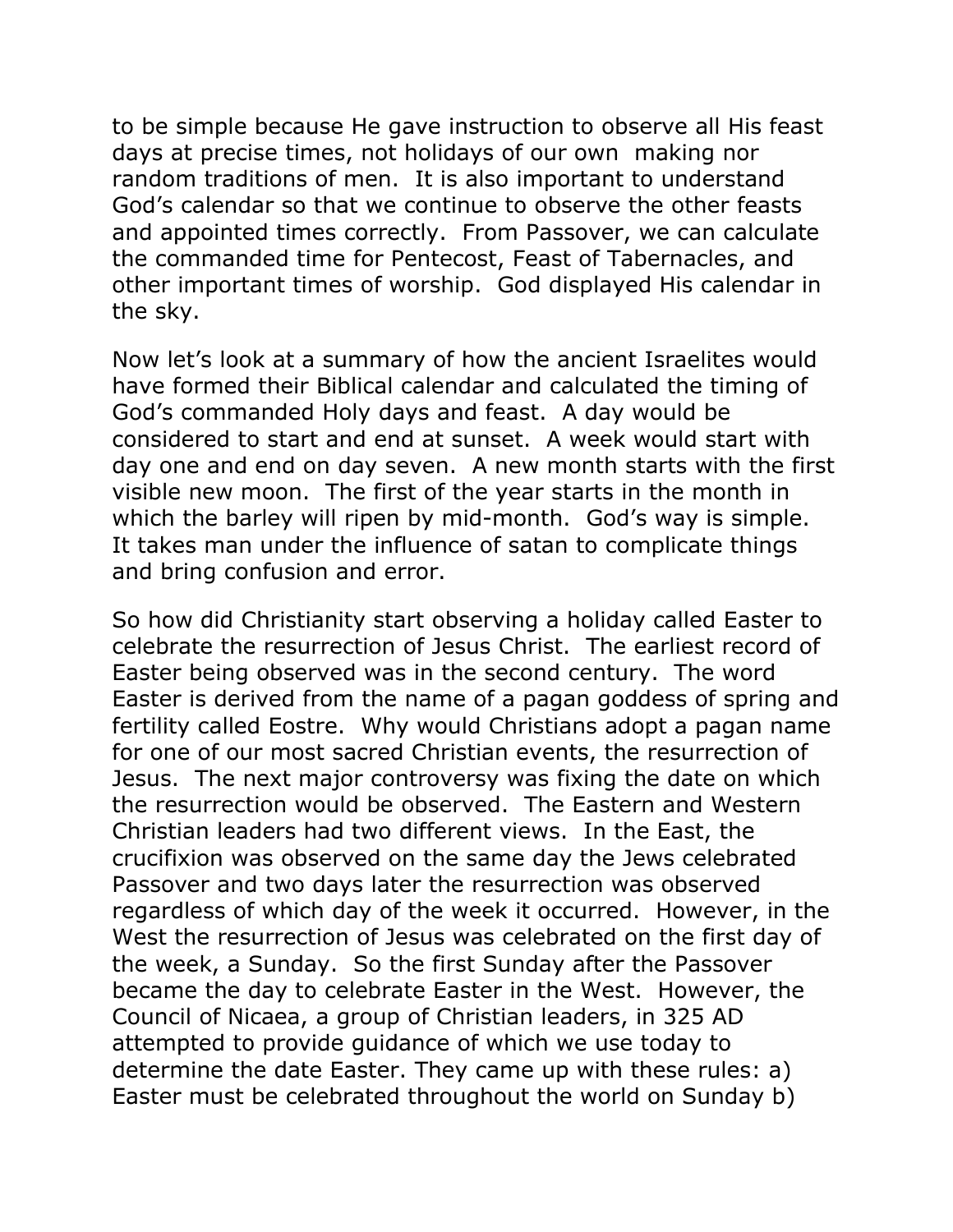to be simple because He gave instruction to observe all His feast days at precise times, not holidays of our own making nor random traditions of men. It is also important to understand God's calendar so that we continue to observe the other feasts and appointed times correctly. From Passover, we can calculate the commanded time for Pentecost, Feast of Tabernacles, and other important times of worship. God displayed His calendar in the sky.

Now let's look at a summary of how the ancient Israelites would have formed their Biblical calendar and calculated the timing of God's commanded Holy days and feast. A day would be considered to start and end at sunset. A week would start with day one and end on day seven. A new month starts with the first visible new moon. The first of the year starts in the month in which the barley will ripen by mid-month. God's way is simple. It takes man under the influence of satan to complicate things and bring confusion and error.

So how did Christianity start observing a holiday called Easter to celebrate the resurrection of Jesus Christ. The earliest record of Easter being observed was in the second century. The word Easter is derived from the name of a pagan goddess of spring and fertility called Eostre. Why would Christians adopt a pagan name for one of our most sacred Christian events, the resurrection of Jesus. The next major controversy was fixing the date on which the resurrection would be observed. The Eastern and Western Christian leaders had two different views. In the East, the crucifixion was observed on the same day the Jews celebrated Passover and two days later the resurrection was observed regardless of which day of the week it occurred. However, in the West the resurrection of Jesus was celebrated on the first day of the week, a Sunday. So the first Sunday after the Passover became the day to celebrate Easter in the West. However, the Council of Nicaea, a group of Christian leaders, in 325 AD attempted to provide guidance of which we use today to determine the date Easter. They came up with these rules: a) Easter must be celebrated throughout the world on Sunday b)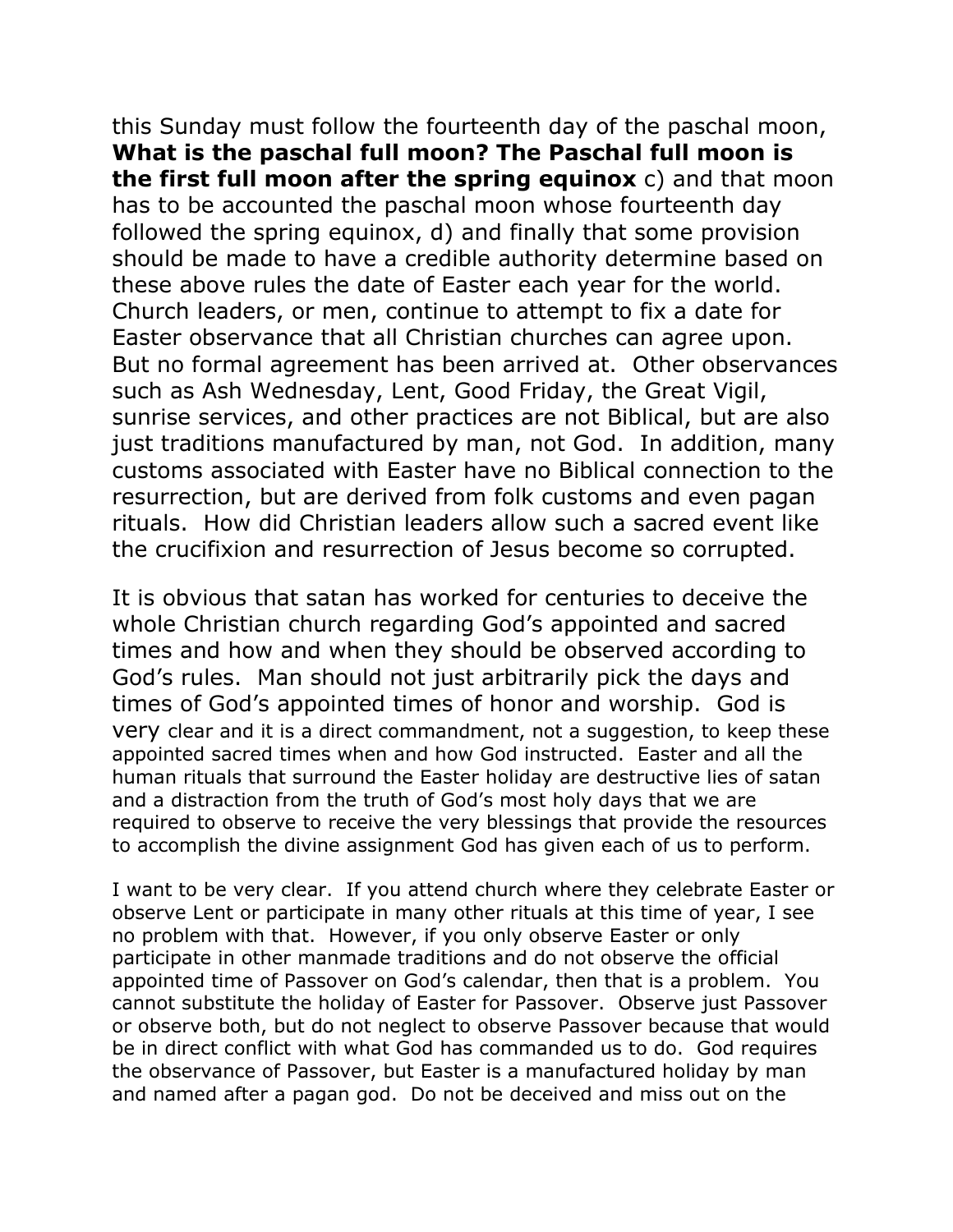this Sunday must follow the fourteenth day of the paschal moon, **What is the paschal full moon? The Paschal full moon is the first full moon after the spring equinox** c) and that moon has to be accounted the paschal moon whose fourteenth day followed the spring equinox, d) and finally that some provision should be made to have a credible authority determine based on these above rules the date of Easter each year for the world. Church leaders, or men, continue to attempt to fix a date for Easter observance that all Christian churches can agree upon. But no formal agreement has been arrived at. Other observances such as Ash Wednesday, Lent, Good Friday, the Great Vigil, sunrise services, and other practices are not Biblical, but are also just traditions manufactured by man, not God. In addition, many customs associated with Easter have no Biblical connection to the resurrection, but are derived from folk customs and even pagan rituals. How did Christian leaders allow such a sacred event like the crucifixion and resurrection of Jesus become so corrupted.

It is obvious that satan has worked for centuries to deceive the whole Christian church regarding God's appointed and sacred times and how and when they should be observed according to God's rules. Man should not just arbitrarily pick the days and times of God's appointed times of honor and worship. God is very clear and it is a direct commandment, not a suggestion, to keep these appointed sacred times when and how God instructed. Easter and all the human rituals that surround the Easter holiday are destructive lies of satan and a distraction from the truth of God's most holy days that we are required to observe to receive the very blessings that provide the resources to accomplish the divine assignment God has given each of us to perform.

I want to be very clear. If you attend church where they celebrate Easter or observe Lent or participate in many other rituals at this time of year, I see no problem with that. However, if you only observe Easter or only participate in other manmade traditions and do not observe the official appointed time of Passover on God's calendar, then that is a problem. You cannot substitute the holiday of Easter for Passover. Observe just Passover or observe both, but do not neglect to observe Passover because that would be in direct conflict with what God has commanded us to do. God requires the observance of Passover, but Easter is a manufactured holiday by man and named after a pagan god. Do not be deceived and miss out on the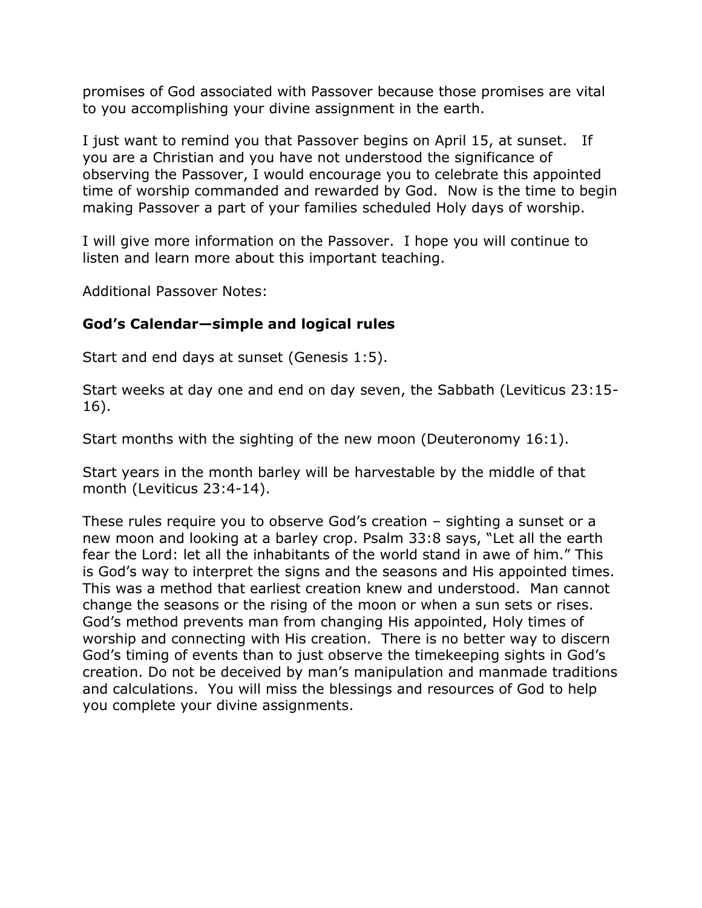promises of God associated with Passover because those promises are vital to you accomplishing your divine assignment in the earth.

I just want to remind you that Passover begins on April 15, at sunset. If you are a Christian and you have not understood the significance of observing the Passover, I would encourage you to celebrate this appointed time of worship commanded and rewarded by God. Now is the time to begin making Passover a part of your families scheduled Holy days of worship.

I will give more information on the Passover. I hope you will continue to listen and learn more about this important teaching.

Additional Passover Notes:

**God's Calendar—simple and logical rules**

Start and end days at sunset (Genesis 1:5).

Start weeks at day one and end on day seven, the Sabbath (Leviticus 23:15-16).

Start months with the sighting of the new moon (Deuteronomy 16:1).

Start years in the month barley will be harvestable by the middle of that month (Leviticus 23:4-14).

These rules require you to observe God's creation – sighting a sunset or a new moon and looking at a barley crop. Psalm 33:8 says, "Let all the earth fear the Lord: let all the inhabitants of the world stand in awe of him." This is God's way to interpret the signs and the seasons and His appointed times. This was a method that earliest creation knew and understood. Man cannot change the seasons or the rising of the moon or when a sun sets or rises. God's method prevents man from changing His appointed, Holy times of worship and connecting with His creation. There is no better way to discern God's timing of events than to just observe the timekeeping sights in God's creation. Do not be deceived by man's manipulation and manmade traditions and calculations. You will miss the blessings and resources of God to help you complete your divine assignments.